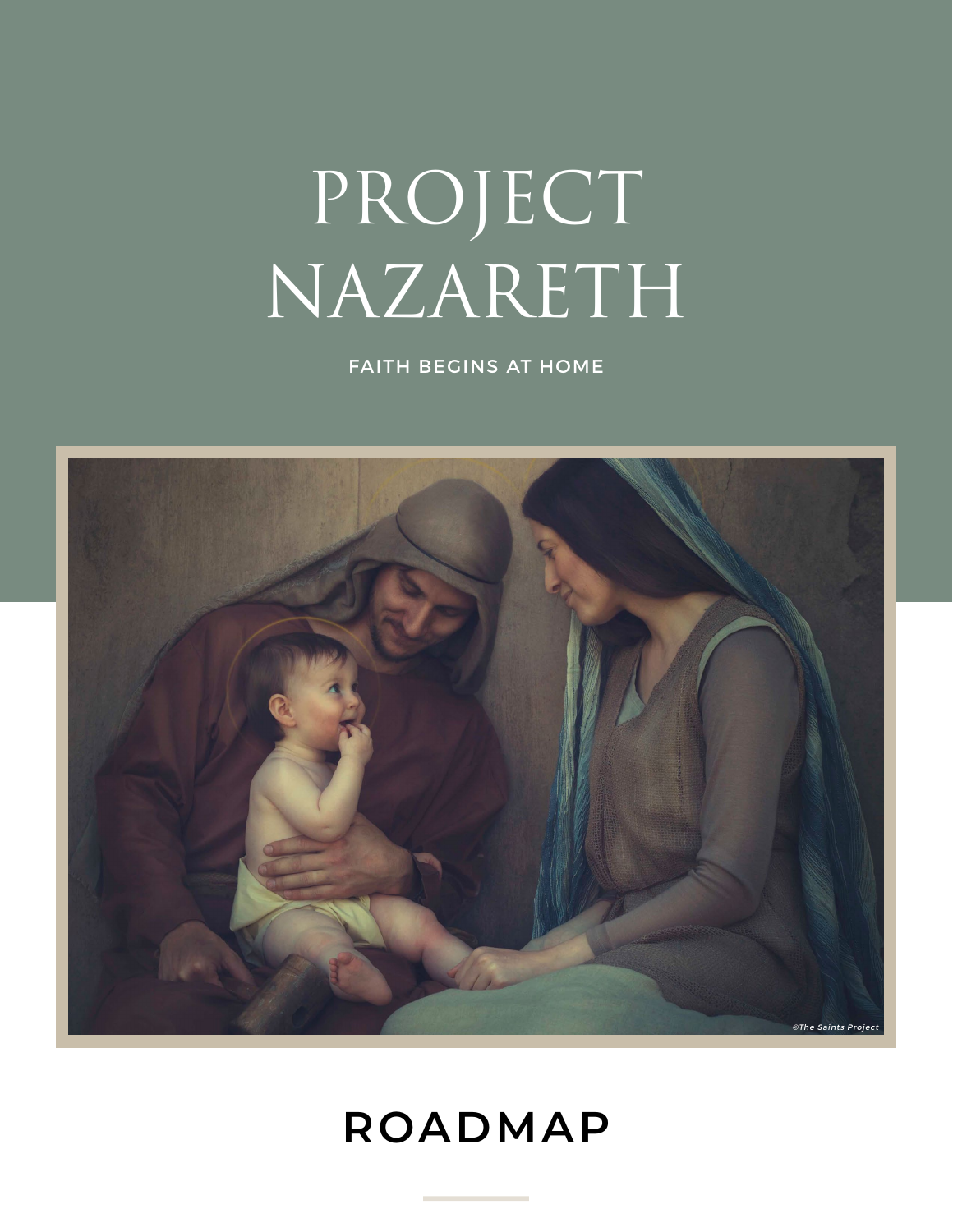# PROJECT NAZARETH

FAITH BEGINS AT HOME

©The Saints Project

## ROADMAP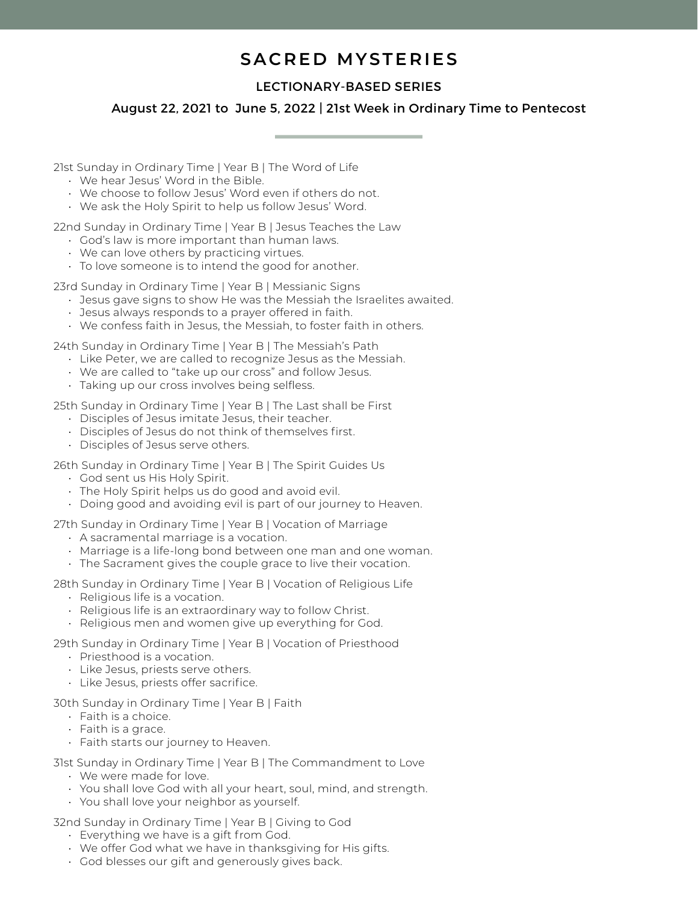# SACRED MYSTERIES

## LECTIONARY-BASED SERIES

### August 22, 2021 to June 5, 2022 | 21st Week in Ordinary Time to Pentecost

21st Sunday in Ordinary Time | Year B | The Word of Life
- We hear Jesus' Word in the Bible.
- We choose to follow Jesus' Word even if others do not.
- We ask the Holy Spirit to help us follow Jesus' Word.

22nd Sunday in Ordinary Time | Year B | Jesus Teaches the Law
- God's law is more important than human laws.
- We can love others by practicing virtues.
- To love someone is to intend the good for another.

23rd Sunday in Ordinary Time | Year B | Messianic Signs
- Jesus gave signs to show He was the Messiah the Israelites awaited.
- Jesus always responds to a prayer offered in faith.
- We confess faith in Jesus, the Messiah, to foster faith in others.

24th Sunday in Ordinary Time | Year B | The Messiah's Path
- Like Peter, we are called to recognize Jesus as the Messiah.
- We are called to "take up our cross" and follow Jesus.
- Taking up our cross involves being selfless.

25th Sunday in Ordinary Time | Year B | The Last shall be First
- Disciples of Jesus imitate Jesus, their teacher.
- Disciples of Jesus do not think of themselves first.
- Disciples of Jesus serve others.

26th Sunday in Ordinary Time | Year B | The Spirit Guides Us
- God sent us His Holy Spirit.
- The Holy Spirit helps us do good and avoid evil.
- Doing good and avoiding evil is part of our journey to Heaven.

27th Sunday in Ordinary Time | Year B | Vocation of Marriage
- A sacramental marriage is a vocation.
- Marriage is a life-long bond between one man and one woman.
- The Sacrament gives the couple grace to live their vocation.

28th Sunday in Ordinary Time | Year B | Vocation of Religious Life
- Religious life is a vocation.
- Religious life is an extraordinary way to follow Christ.
- Religious men and women give up everything for God.

29th Sunday in Ordinary Time | Year B | Vocation of Priesthood
- Priesthood is a vocation.
- Like Jesus, priests serve others.
- Like Jesus, priests offer sacrifice.

30th Sunday in Ordinary Time | Year B | Faith
- Faith is a choice.
- Faith is a grace.
- Faith starts our journey to Heaven.

31st Sunday in Ordinary Time | Year B | The Commandment to Love
- We were made for love.
- You shall love God with all your heart, soul, mind, and strength.
- You shall love your neighbor as yourself.

32nd Sunday in Ordinary Time | Year B | Giving to God
- Everything we have is a gift from God.
- We offer God what we have in thanksgiving for His gifts.
- God blesses our gift and generously gives back.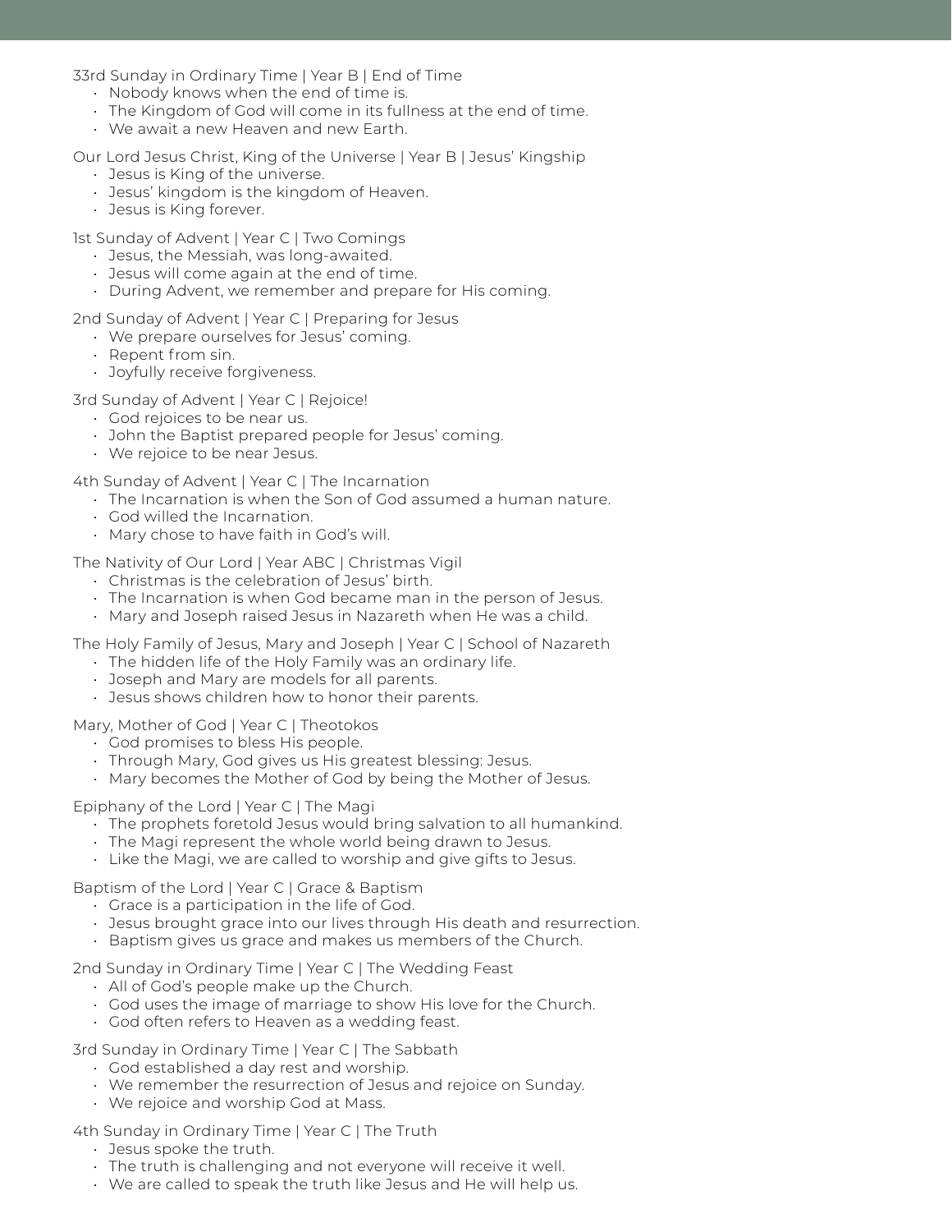33rd Sunday in Ordinary Time | Year B | End of Time

- Nobody knows when the end of time is.
- The Kingdom of God will come in its fullness at the end of time.
- We await a new Heaven and new Earth.

Our Lord Jesus Christ, King of the Universe | Year B | Jesus' Kingship

- Jesus is King of the universe.
- Jesus' kingdom is the kingdom of Heaven.
- Jesus is King forever.

1st Sunday of Advent | Year C | Two Comings

- Jesus, the Messiah, was long-awaited.
- Jesus will come again at the end of time.
- During Advent, we remember and prepare for His coming.

2nd Sunday of Advent | Year C | Preparing for Jesus

- We prepare ourselves for Jesus' coming.
- Repent from sin.
- Joyfully receive forgiveness.

3rd Sunday of Advent | Year C | Rejoice!

- God rejoices to be near us.
- John the Baptist prepared people for Jesus' coming.
- We rejoice to be near Jesus.

4th Sunday of Advent | Year C | The Incarnation

- The Incarnation is when the Son of God assumed a human nature.
- God willed the Incarnation.
- Mary chose to have faith in God's will.

The Nativity of Our Lord | Year ABC | Christmas Vigil

- Christmas is the celebration of Jesus' birth.
- The Incarnation is when God became man in the person of Jesus.
- Mary and Joseph raised Jesus in Nazareth when He was a child.

The Holy Family of Jesus, Mary and Joseph | Year C | School of Nazareth

- The hidden life of the Holy Family was an ordinary life.
- Joseph and Mary are models for all parents.
- Jesus shows children how to honor their parents.

Mary, Mother of God | Year C | Theotokos

- God promises to bless His people.
- Through Mary, God gives us His greatest blessing: Jesus.
- Mary becomes the Mother of God by being the Mother of Jesus.

Epiphany of the Lord | Year C | The Magi

- The prophets foretold Jesus would bring salvation to all humankind.
- The Magi represent the whole world being drawn to Jesus.
- Like the Magi, we are called to worship and give gifts to Jesus.

Baptism of the Lord | Year C | Grace & Baptism

- Grace is a participation in the life of God.
- Jesus brought grace into our lives through His death and resurrection.
- Baptism gives us grace and makes us members of the Church.

2nd Sunday in Ordinary Time | Year C | The Wedding Feast

- All of God's people make up the Church.
- God uses the image of marriage to show His love for the Church.
- God often refers to Heaven as a wedding feast.

3rd Sunday in Ordinary Time | Year C | The Sabbath

- God established a day rest and worship.
- We remember the resurrection of Jesus and rejoice on Sunday.
- We rejoice and worship God at Mass.

4th Sunday in Ordinary Time | Year C | The Truth

- Jesus spoke the truth.
- The truth is challenging and not everyone will receive it well.
- We are called to speak the truth like Jesus and He will help us.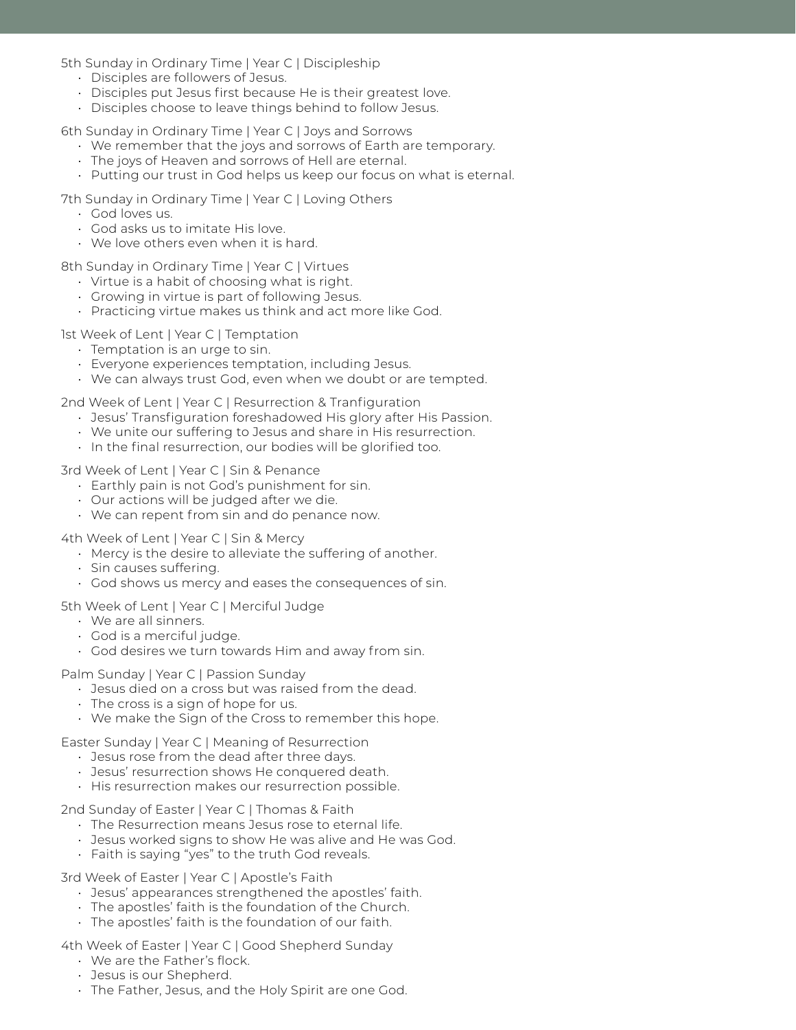5th Sunday in Ordinary Time | Year C | Discipleship

- Disciples are followers of Jesus.
- Disciples put Jesus first because He is their greatest love.
- Disciples choose to leave things behind to follow Jesus.

6th Sunday in Ordinary Time | Year C | Joys and Sorrows

- We remember that the joys and sorrows of Earth are temporary.
- The joys of Heaven and sorrows of Hell are eternal.
- Putting our trust in God helps us keep our focus on what is eternal.

7th Sunday in Ordinary Time | Year C | Loving Others

- God loves us.
- God asks us to imitate His love.
- We love others even when it is hard.

8th Sunday in Ordinary Time | Year C | Virtues

- Virtue is a habit of choosing what is right.
- Growing in virtue is part of following Jesus.
- Practicing virtue makes us think and act more like God.

1st Week of Lent | Year C | Temptation

- Temptation is an urge to sin.
- Everyone experiences temptation, including Jesus.
- We can always trust God, even when we doubt or are tempted.

2nd Week of Lent | Year C | Resurrection & Tranfiguration

- Jesus' Transfiguration foreshadowed His glory after His Passion.
- We unite our suffering to Jesus and share in His resurrection.
- In the final resurrection, our bodies will be glorified too.

3rd Week of Lent | Year C | Sin & Penance

- Earthly pain is not God's punishment for sin.
- Our actions will be judged after we die.
- We can repent from sin and do penance now.

4th Week of Lent | Year C | Sin & Mercy

- Mercy is the desire to alleviate the suffering of another.
- Sin causes suffering.
- God shows us mercy and eases the consequences of sin.

5th Week of Lent | Year C | Merciful Judge

- We are all sinners.
- God is a merciful judge.
- God desires we turn towards Him and away from sin.

Palm Sunday | Year C | Passion Sunday

- Jesus died on a cross but was raised from the dead.
- The cross is a sign of hope for us.
- We make the Sign of the Cross to remember this hope.

Easter Sunday | Year C | Meaning of Resurrection

- Jesus rose from the dead after three days.
- Jesus' resurrection shows He conquered death.
- His resurrection makes our resurrection possible.

2nd Sunday of Easter | Year C | Thomas & Faith

- The Resurrection means Jesus rose to eternal life.
- Jesus worked signs to show He was alive and He was God.
- Faith is saying "yes" to the truth God reveals.

3rd Week of Easter | Year C | Apostle's Faith

- Jesus' appearances strengthened the apostles' faith.
- The apostles' faith is the foundation of the Church.
- The apostles' faith is the foundation of our faith.

4th Week of Easter | Year C | Good Shepherd Sunday

- We are the Father's flock.
- Jesus is our Shepherd.
- The Father, Jesus, and the Holy Spirit are one God.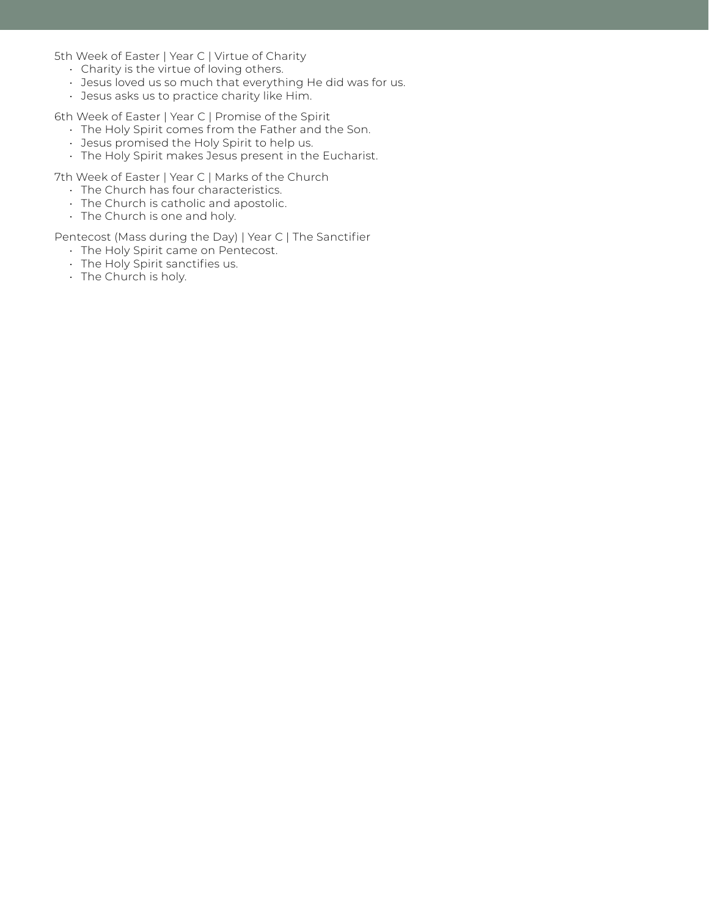5th Week of Easter | Year C | Virtue of Charity

- Charity is the virtue of loving others.
- Jesus loved us so much that everything He did was for us.
- Jesus asks us to practice charity like Him.

6th Week of Easter | Year C | Promise of the Spirit

- The Holy Spirit comes from the Father and the Son.
- Jesus promised the Holy Spirit to help us.
- The Holy Spirit makes Jesus present in the Eucharist.

7th Week of Easter | Year C | Marks of the Church

- The Church has four characteristics.
- The Church is catholic and apostolic.
- The Church is one and holy.

Pentecost (Mass during the Day) | Year C | The Sanctifier

- The Holy Spirit came on Pentecost.
- The Holy Spirit sanctifies us.
- The Church is holy.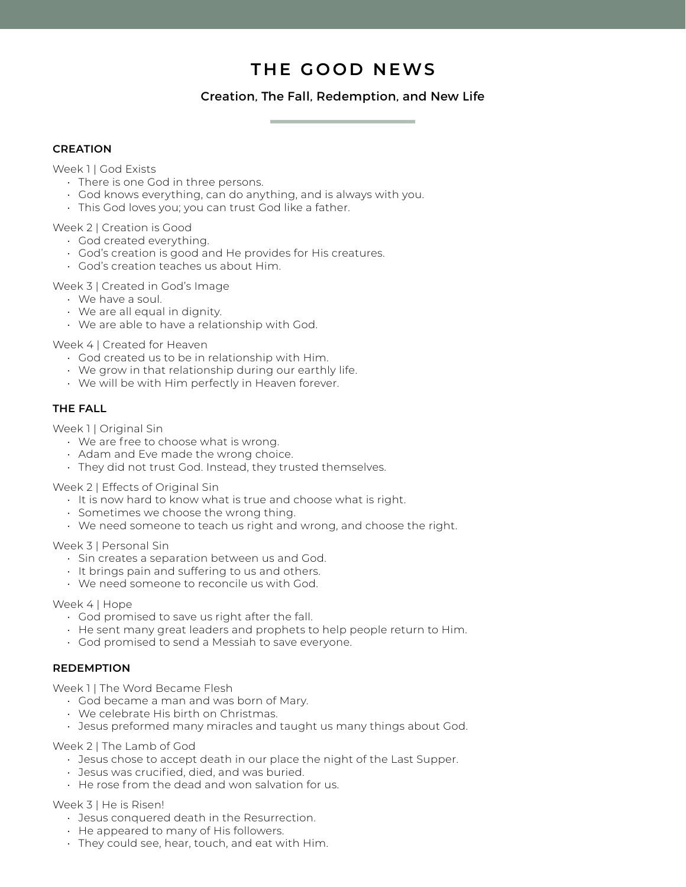# THE GOOD NEWS

### Creation, The Fall, Redemption, and New Life

**CREATION**

Week 1 | God Exists

- There is one God in three persons.
- God knows everything, can do anything, and is always with you.
- This God loves you; you can trust God like a father.

Week 2 | Creation is Good

- God created everything.
- God's creation is good and He provides for His creatures.
- God's creation teaches us about Him.

Week 3 | Created in God's Image

- We have a soul.
- We are all equal in dignity.
- We are able to have a relationship with God.

Week 4 | Created for Heaven

- God created us to be in relationship with Him.
- We grow in that relationship during our earthly life.
- We will be with Him perfectly in Heaven forever.

**THE FALL**

Week 1 | Original Sin

- We are free to choose what is wrong.
- Adam and Eve made the wrong choice.
- They did not trust God. Instead, they trusted themselves.

Week 2 | Effects of Original Sin

- It is now hard to know what is true and choose what is right.
- Sometimes we choose the wrong thing.
- We need someone to teach us right and wrong, and choose the right.

Week 3 | Personal Sin

- Sin creates a separation between us and God.
- It brings pain and suffering to us and others.
- We need someone to reconcile us with God.

Week 4 | Hope

- God promised to save us right after the fall.
- He sent many great leaders and prophets to help people return to Him.
- God promised to send a Messiah to save everyone.

**REDEMPTION**

Week 1 | The Word Became Flesh

- God became a man and was born of Mary.
- We celebrate His birth on Christmas.
- Jesus preformed many miracles and taught us many things about God.

Week 2 | The Lamb of God

- Jesus chose to accept death in our place the night of the Last Supper.
- Jesus was crucified, died, and was buried.
- He rose from the dead and won salvation for us.

Week 3 | He is Risen!

- Jesus conquered death in the Resurrection.
- He appeared to many of His followers.
- They could see, hear, touch, and eat with Him.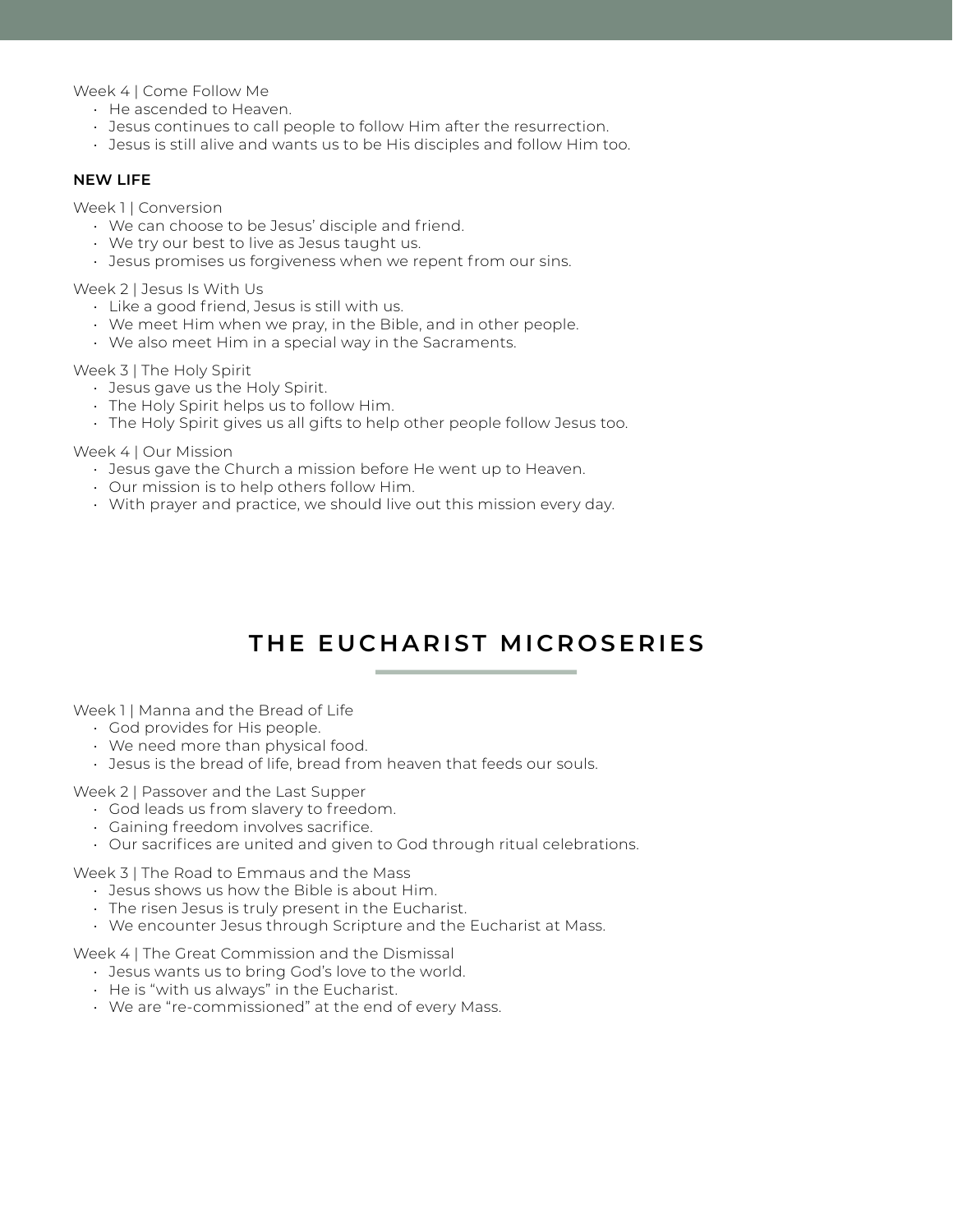Week 4 | Come Follow Me

- He ascended to Heaven.
- Jesus continues to call people to follow Him after the resurrection.
- Jesus is still alive and wants us to be His disciples and follow Him too.

**NEW LIFE**

Week 1 | Conversion

- We can choose to be Jesus' disciple and friend.
- We try our best to live as Jesus taught us.
- Jesus promises us forgiveness when we repent from our sins.

Week 2 | Jesus Is With Us

- Like a good friend, Jesus is still with us.
- We meet Him when we pray, in the Bible, and in other people.
- We also meet Him in a special way in the Sacraments.

Week 3 | The Holy Spirit

- Jesus gave us the Holy Spirit.
- The Holy Spirit helps us to follow Him.
- The Holy Spirit gives us all gifts to help other people follow Jesus too.

Week 4 | Our Mission

- Jesus gave the Church a mission before He went up to Heaven.
- Our mission is to help others follow Him.
- With prayer and practice, we should live out this mission every day.

## THE EUCHARIST MICROSERIES

Week 1 | Manna and the Bread of Life

- God provides for His people.
- We need more than physical food.
- Jesus is the bread of life, bread from heaven that feeds our souls.

Week 2 | Passover and the Last Supper

- God leads us from slavery to freedom.
- Gaining freedom involves sacrifice.
- Our sacrifices are united and given to God through ritual celebrations.

Week 3 | The Road to Emmaus and the Mass

- Jesus shows us how the Bible is about Him.
- The risen Jesus is truly present in the Eucharist.
- We encounter Jesus through Scripture and the Eucharist at Mass.

Week 4 | The Great Commission and the Dismissal

- Jesus wants us to bring God's love to the world.
- He is "with us always" in the Eucharist.
- We are "re-commissioned" at the end of every Mass.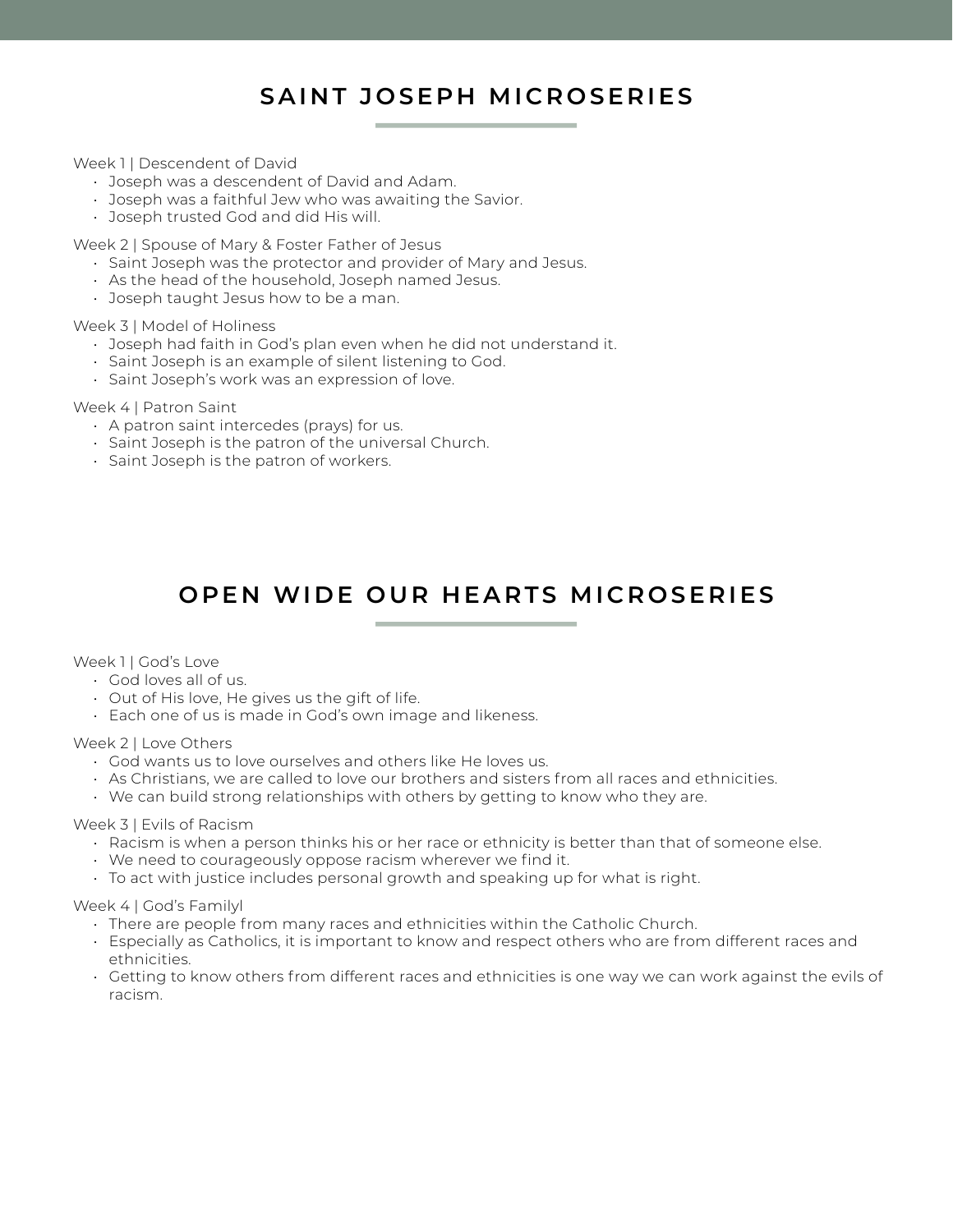## SAINT JOSEPH MICROSERIES

Week 1 | Descendent of David

- Joseph was a descendent of David and Adam.
- Joseph was a faithful Jew who was awaiting the Savior.
- Joseph trusted God and did His will.

Week 2 | Spouse of Mary & Foster Father of Jesus

- Saint Joseph was the protector and provider of Mary and Jesus.
- As the head of the household, Joseph named Jesus.
- Joseph taught Jesus how to be a man.

Week 3 | Model of Holiness

- Joseph had faith in God's plan even when he did not understand it.
- Saint Joseph is an example of silent listening to God.
- Saint Joseph's work was an expression of love.

Week 4 | Patron Saint

- A patron saint intercedes (prays) for us.
- Saint Joseph is the patron of the universal Church.
- Saint Joseph is the patron of workers.

## OPEN WIDE OUR HEARTS MICROSERIES

Week 1 | God's Love

- God loves all of us.
- Out of His love, He gives us the gift of life.
- Each one of us is made in God's own image and likeness.

Week 2 | Love Others

- God wants us to love ourselves and others like He loves us.
- As Christians, we are called to love our brothers and sisters from all races and ethnicities.
- We can build strong relationships with others by getting to know who they are.

Week 3 | Evils of Racism

- Racism is when a person thinks his or her race or ethnicity is better than that of someone else.
- We need to courageously oppose racism wherever we find it.
- To act with justice includes personal growth and speaking up for what is right.

Week 4 | God's Familyl

- There are people from many races and ethnicities within the Catholic Church.
- Especially as Catholics, it is important to know and respect others who are from different races and ethnicities.
- Getting to know others from different races and ethnicities is one way we can work against the evils of racism.